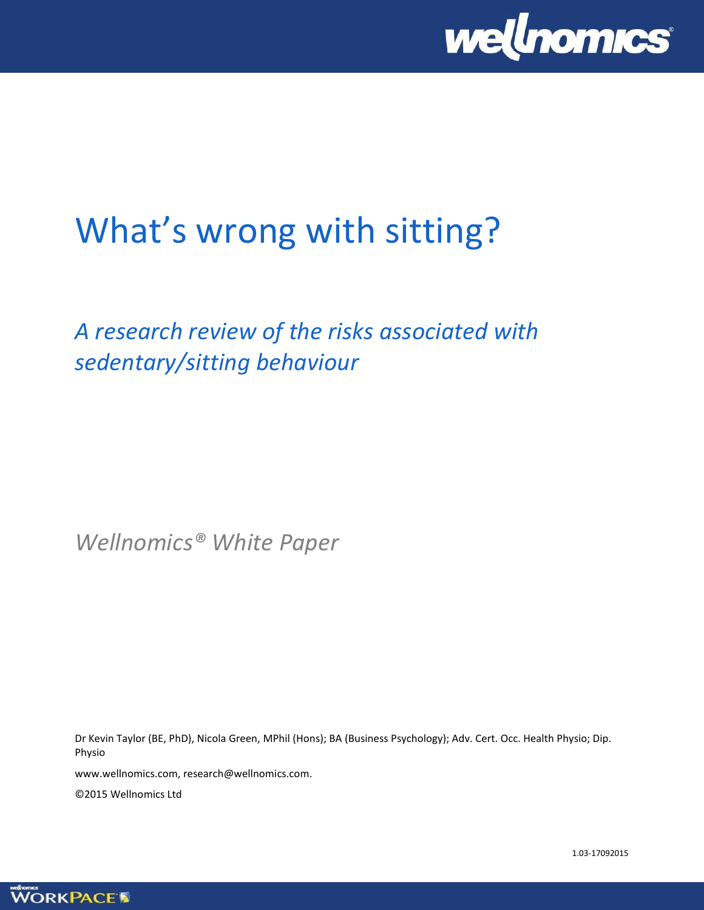# What's wrong with sitting?

## *A research review of the risks associated with sedentary/sitting behaviour*

*Wellnomics® White Paper*

Dr Kevin Taylor (BE, PhD), Nicola Green, MPhil (Hons); BA (Business Psychology); Adv. Cert. Occ. Health Physio; Dip. Physio

www.wellnomics.com, research@wellnomics.com.

©2015 Wellnomics Ltd

1.03-17092015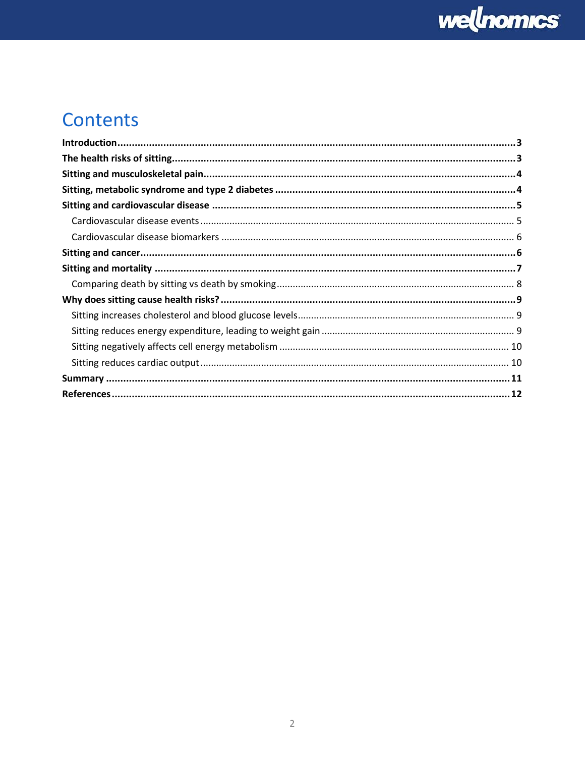# Contents

**Introduction** ........ **3**
**The health risks of sitting** ........ **3**
**Sitting and musculoskeletal pain** ........ **4**
**Sitting, metabolic syndrome and type 2 diabetes** ........ **4**
**Sitting and cardiovascular disease** ........ **5**
- Cardiovascular disease events ........ 5
- Cardiovascular disease biomarkers ........ 6

**Sitting and cancer** ........ **6**
**Sitting and mortality** ........ **7**
- Comparing death by sitting vs death by smoking ........ 8

**Why does sitting cause health risks?** ........ **9**
- Sitting increases cholesterol and blood glucose levels ........ 9
- Sitting reduces energy expenditure, leading to weight gain ........ 9
- Sitting negatively affects cell energy metabolism ........ 10
- Sitting reduces cardiac output ........ 10

**Summary** ........ **11**
**References** ........ **12**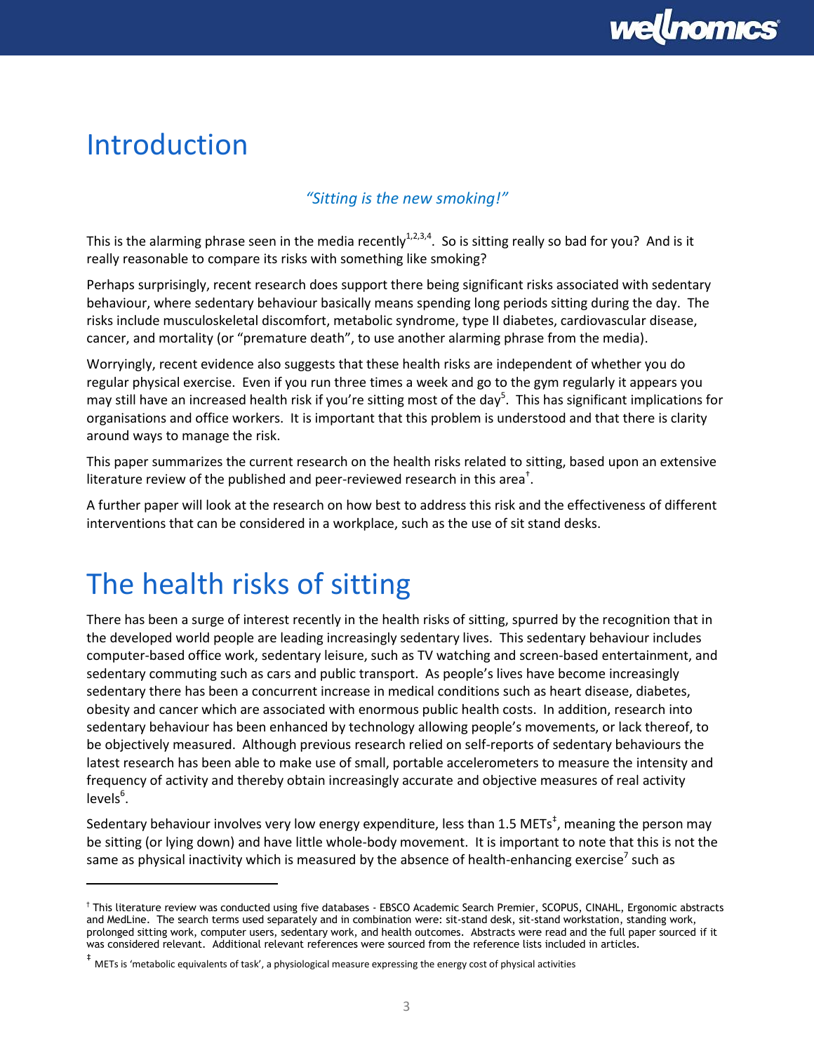# Introduction

*"Sitting is the new smoking!"*

This is the alarming phrase seen in the media recently[1,2,3,4]. So is sitting really so bad for you? And is it really reasonable to compare its risks with something like smoking?

Perhaps surprisingly, recent research does support there being significant risks associated with sedentary behaviour, where sedentary behaviour basically means spending long periods sitting during the day. The risks include musculoskeletal discomfort, metabolic syndrome, type II diabetes, cardiovascular disease, cancer, and mortality (or "premature death", to use another alarming phrase from the media).

Worryingly, recent evidence also suggests that these health risks are independent of whether you do regular physical exercise. Even if you run three times a week and go to the gym regularly it appears you may still have an increased health risk if you're sitting most of the day[5]. This has significant implications for organisations and office workers. It is important that this problem is understood and that there is clarity around ways to manage the risk.

This paper summarizes the current research on the health risks related to sitting, based upon an extensive literature review of the published and peer-reviewed research in this area[†].

A further paper will look at the research on how best to address this risk and the effectiveness of different interventions that can be considered in a workplace, such as the use of sit stand desks.

# The health risks of sitting

There has been a surge of interest recently in the health risks of sitting, spurred by the recognition that in the developed world people are leading increasingly sedentary lives. This sedentary behaviour includes computer-based office work, sedentary leisure, such as TV watching and screen-based entertainment, and sedentary commuting such as cars and public transport. As people's lives have become increasingly sedentary there has been a concurrent increase in medical conditions such as heart disease, diabetes, obesity and cancer which are associated with enormous public health costs. In addition, research into sedentary behaviour has been enhanced by technology allowing people's movements, or lack thereof, to be objectively measured. Although previous research relied on self-reports of sedentary behaviours the latest research has been able to make use of small, portable accelerometers to measure the intensity and frequency of activity and thereby obtain increasingly accurate and objective measures of real activity levels[6].

Sedentary behaviour involves very low energy expenditure, less than 1.5 METs[‡], meaning the person may be sitting (or lying down) and have little whole-body movement. It is important to note that this is not the same as physical inactivity which is measured by the absence of health-enhancing exercise[7] such as

---

[†] This literature review was conducted using five databases - EBSCO Academic Search Premier, SCOPUS, CINAHL, Ergonomic abstracts and MedLine. The search terms used separately and in combination were: sit-stand desk, sit-stand workstation, standing work, prolonged sitting work, computer users, sedentary work, and health outcomes. Abstracts were read and the full paper sourced if it was considered relevant. Additional relevant references were sourced from the reference lists included in articles.

[‡] METs is 'metabolic equivalents of task', a physiological measure expressing the energy cost of physical activities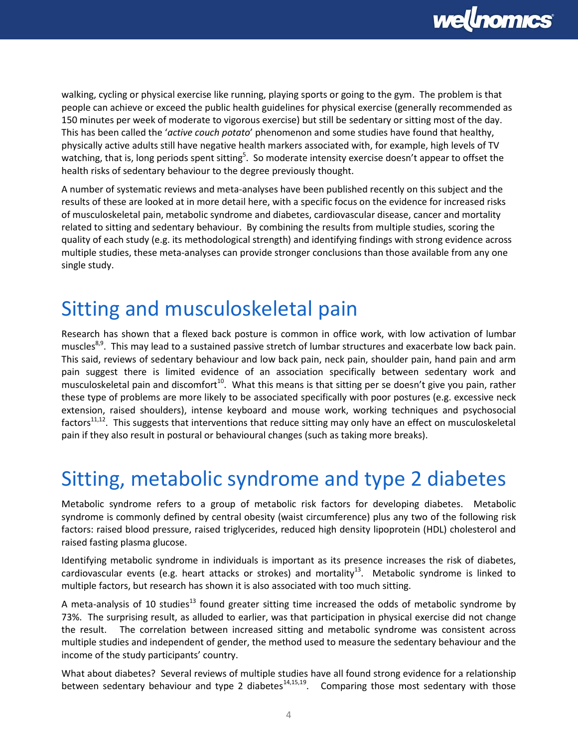walking, cycling or physical exercise like running, playing sports or going to the gym. The problem is that people can achieve or exceed the public health guidelines for physical exercise (generally recommended as 150 minutes per week of moderate to vigorous exercise) but still be sedentary or sitting most of the day. This has been called the '*active couch potato*' phenomenon and some studies have found that healthy, physically active adults still have negative health markers associated with, for example, high levels of TV watching, that is, long periods spent sitting[5]. So moderate intensity exercise doesn't appear to offset the health risks of sedentary behaviour to the degree previously thought.

A number of systematic reviews and meta-analyses have been published recently on this subject and the results of these are looked at in more detail here, with a specific focus on the evidence for increased risks of musculoskeletal pain, metabolic syndrome and diabetes, cardiovascular disease, cancer and mortality related to sitting and sedentary behaviour. By combining the results from multiple studies, scoring the quality of each study (e.g. its methodological strength) and identifying findings with strong evidence across multiple studies, these meta-analyses can provide stronger conclusions than those available from any one single study.

# Sitting and musculoskeletal pain

Research has shown that a flexed back posture is common in office work, with low activation of lumbar muscles[8,9]. This may lead to a sustained passive stretch of lumbar structures and exacerbate low back pain. This said, reviews of sedentary behaviour and low back pain, neck pain, shoulder pain, hand pain and arm pain suggest there is limited evidence of an association specifically between sedentary work and musculoskeletal pain and discomfort[10]. What this means is that sitting per se doesn't give you pain, rather these type of problems are more likely to be associated specifically with poor postures (e.g. excessive neck extension, raised shoulders), intense keyboard and mouse work, working techniques and psychosocial factors[11,12]. This suggests that interventions that reduce sitting may only have an effect on musculoskeletal pain if they also result in postural or behavioural changes (such as taking more breaks).

# Sitting, metabolic syndrome and type 2 diabetes

Metabolic syndrome refers to a group of metabolic risk factors for developing diabetes. Metabolic syndrome is commonly defined by central obesity (waist circumference) plus any two of the following risk factors: raised blood pressure, raised triglycerides, reduced high density lipoprotein (HDL) cholesterol and raised fasting plasma glucose.

Identifying metabolic syndrome in individuals is important as its presence increases the risk of diabetes, cardiovascular events (e.g. heart attacks or strokes) and mortality[13]. Metabolic syndrome is linked to multiple factors, but research has shown it is also associated with too much sitting.

A meta-analysis of 10 studies[13] found greater sitting time increased the odds of metabolic syndrome by 73%. The surprising result, as alluded to earlier, was that participation in physical exercise did not change the result. The correlation between increased sitting and metabolic syndrome was consistent across multiple studies and independent of gender, the method used to measure the sedentary behaviour and the income of the study participants' country.

What about diabetes? Several reviews of multiple studies have all found strong evidence for a relationship between sedentary behaviour and type 2 diabetes[14,15,19]. Comparing those most sedentary with those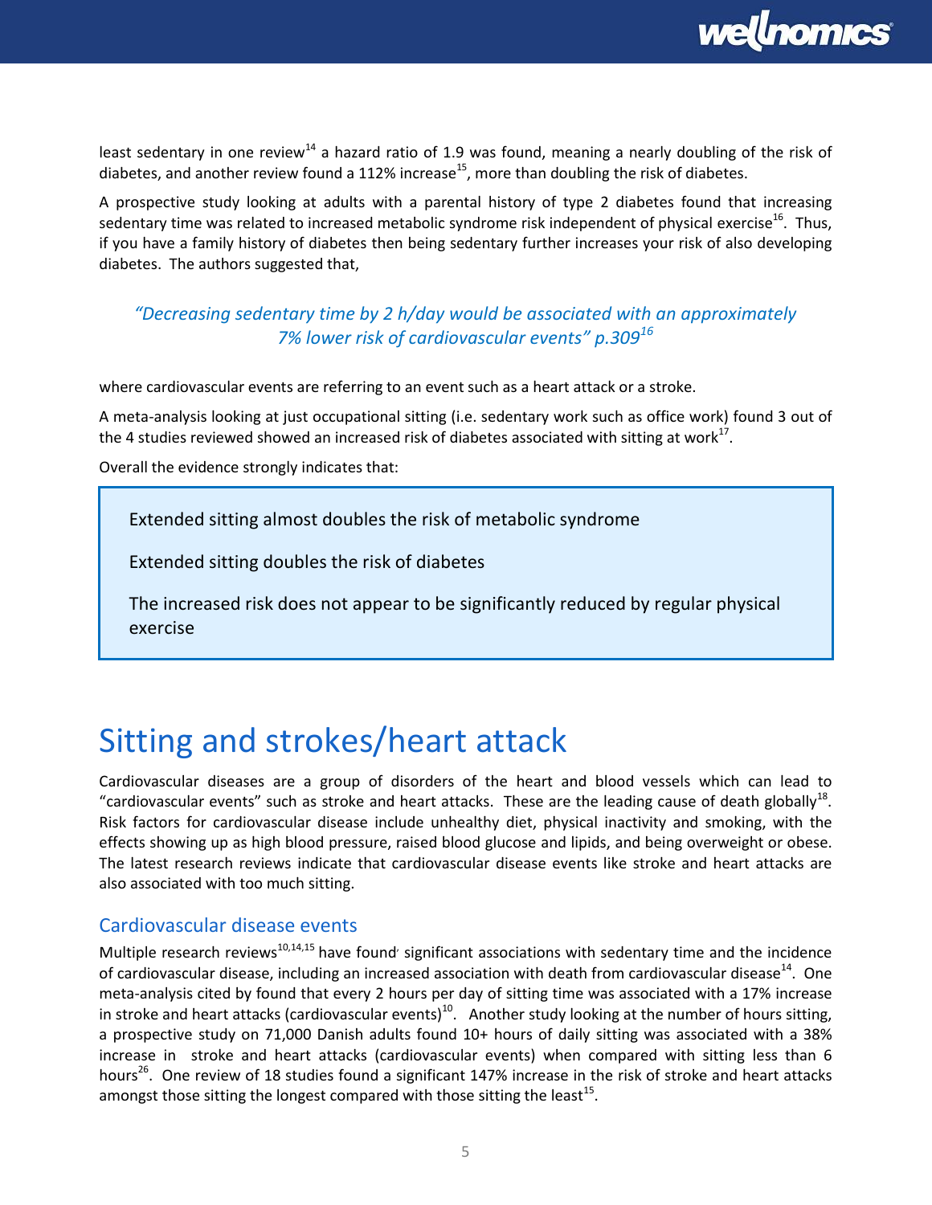least sedentary in one review[14] a hazard ratio of 1.9 was found, meaning a nearly doubling of the risk of diabetes, and another review found a 112% increase[15], more than doubling the risk of diabetes.

A prospective study looking at adults with a parental history of type 2 diabetes found that increasing sedentary time was related to increased metabolic syndrome risk independent of physical exercise[16]. Thus, if you have a family history of diabetes then being sedentary further increases your risk of also developing diabetes. The authors suggested that,

> *"Decreasing sedentary time by 2 h/day would be associated with an approximately 7% lower risk of cardiovascular events" p.309*[16]

where cardiovascular events are referring to an event such as a heart attack or a stroke.

A meta-analysis looking at just occupational sitting (i.e. sedentary work such as office work) found 3 out of the 4 studies reviewed showed an increased risk of diabetes associated with sitting at work[17].

Overall the evidence strongly indicates that:

> Extended sitting almost doubles the risk of metabolic syndrome
>
> Extended sitting doubles the risk of diabetes
>
> The increased risk does not appear to be significantly reduced by regular physical exercise

# Sitting and strokes/heart attack

Cardiovascular diseases are a group of disorders of the heart and blood vessels which can lead to "cardiovascular events" such as stroke and heart attacks. These are the leading cause of death globally[18]. Risk factors for cardiovascular disease include unhealthy diet, physical inactivity and smoking, with the effects showing up as high blood pressure, raised blood glucose and lipids, and being overweight or obese. The latest research reviews indicate that cardiovascular disease events like stroke and heart attacks are also associated with too much sitting.

## Cardiovascular disease events

Multiple research reviews[10,14,15] have found significant associations with sedentary time and the incidence of cardiovascular disease, including an increased association with death from cardiovascular disease[14]. One meta-analysis cited by found that every 2 hours per day of sitting time was associated with a 17% increase in stroke and heart attacks (cardiovascular events)[10]. Another study looking at the number of hours sitting, a prospective study on 71,000 Danish adults found 10+ hours of daily sitting was associated with a 38% increase in stroke and heart attacks (cardiovascular events) when compared with sitting less than 6 hours[26]. One review of 18 studies found a significant 147% increase in the risk of stroke and heart attacks amongst those sitting the longest compared with those sitting the least[15].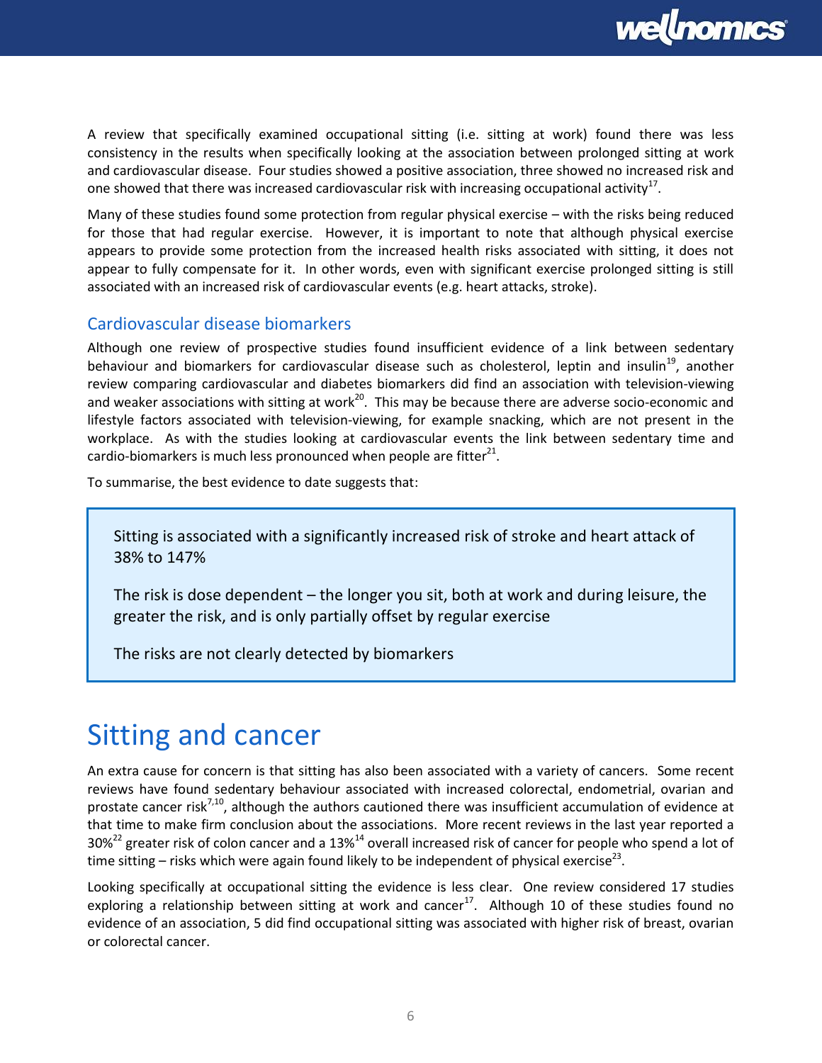A review that specifically examined occupational sitting (i.e. sitting at work) found there was less consistency in the results when specifically looking at the association between prolonged sitting at work and cardiovascular disease. Four studies showed a positive association, three showed no increased risk and one showed that there was increased cardiovascular risk with increasing occupational activity[17].

Many of these studies found some protection from regular physical exercise – with the risks being reduced for those that had regular exercise. However, it is important to note that although physical exercise appears to provide some protection from the increased health risks associated with sitting, it does not appear to fully compensate for it. In other words, even with significant exercise prolonged sitting is still associated with an increased risk of cardiovascular events (e.g. heart attacks, stroke).

### Cardiovascular disease biomarkers

Although one review of prospective studies found insufficient evidence of a link between sedentary behaviour and biomarkers for cardiovascular disease such as cholesterol, leptin and insulin[19], another review comparing cardiovascular and diabetes biomarkers did find an association with television-viewing and weaker associations with sitting at work[20]. This may be because there are adverse socio-economic and lifestyle factors associated with television-viewing, for example snacking, which are not present in the workplace. As with the studies looking at cardiovascular events the link between sedentary time and cardio-biomarkers is much less pronounced when people are fitter[21].

To summarise, the best evidence to date suggests that:

> Sitting is associated with a significantly increased risk of stroke and heart attack of 38% to 147%
>
> The risk is dose dependent – the longer you sit, both at work and during leisure, the greater the risk, and is only partially offset by regular exercise
>
> The risks are not clearly detected by biomarkers

# Sitting and cancer

An extra cause for concern is that sitting has also been associated with a variety of cancers. Some recent reviews have found sedentary behaviour associated with increased colorectal, endometrial, ovarian and prostate cancer risk[7,10], although the authors cautioned there was insufficient accumulation of evidence at that time to make firm conclusion about the associations. More recent reviews in the last year reported a 30%[22] greater risk of colon cancer and a 13%[14] overall increased risk of cancer for people who spend a lot of time sitting – risks which were again found likely to be independent of physical exercise[23].

Looking specifically at occupational sitting the evidence is less clear. One review considered 17 studies exploring a relationship between sitting at work and cancer[17]. Although 10 of these studies found no evidence of an association, 5 did find occupational sitting was associated with higher risk of breast, ovarian or colorectal cancer.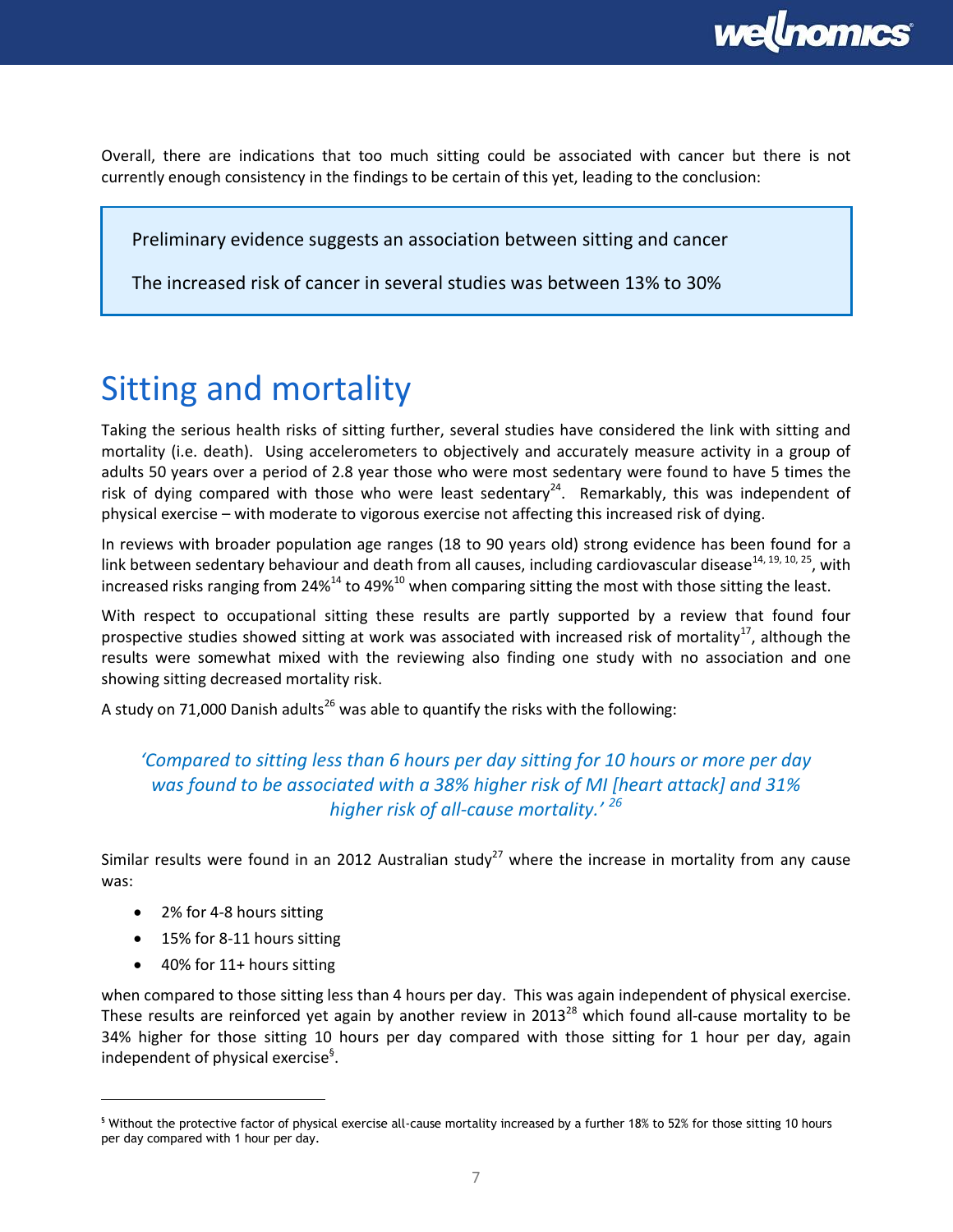Overall, there are indications that too much sitting could be associated with cancer but there is not currently enough consistency in the findings to be certain of this yet, leading to the conclusion:

> Preliminary evidence suggests an association between sitting and cancer
>
> The increased risk of cancer in several studies was between 13% to 30%

# Sitting and mortality

Taking the serious health risks of sitting further, several studies have considered the link with sitting and mortality (i.e. death). Using accelerometers to objectively and accurately measure activity in a group of adults 50 years over a period of 2.8 year those who were most sedentary were found to have 5 times the risk of dying compared with those who were least sedentary[24]. Remarkably, this was independent of physical exercise – with moderate to vigorous exercise not affecting this increased risk of dying.

In reviews with broader population age ranges (18 to 90 years old) strong evidence has been found for a link between sedentary behaviour and death from all causes, including cardiovascular disease[14, 19, 10, 25], with increased risks ranging from 24%[14] to 49%[10] when comparing sitting the most with those sitting the least.

With respect to occupational sitting these results are partly supported by a review that found four prospective studies showed sitting at work was associated with increased risk of mortality[17], although the results were somewhat mixed with the reviewing also finding one study with no association and one showing sitting decreased mortality risk.

A study on 71,000 Danish adults[26] was able to quantify the risks with the following:

*'Compared to sitting less than 6 hours per day sitting for 10 hours or more per day was found to be associated with a 38% higher risk of MI [heart attack] and 31% higher risk of all-cause mortality.'* [26]

Similar results were found in an 2012 Australian study[27] where the increase in mortality from any cause was:

- 2% for 4-8 hours sitting
- 15% for 8-11 hours sitting
- 40% for 11+ hours sitting

when compared to those sitting less than 4 hours per day. This was again independent of physical exercise. These results are reinforced yet again by another review in 2013[28] which found all-cause mortality to be 34% higher for those sitting 10 hours per day compared with those sitting for 1 hour per day, again independent of physical exercise[§].

[§] Without the protective factor of physical exercise all-cause mortality increased by a further 18% to 52% for those sitting 10 hours per day compared with 1 hour per day.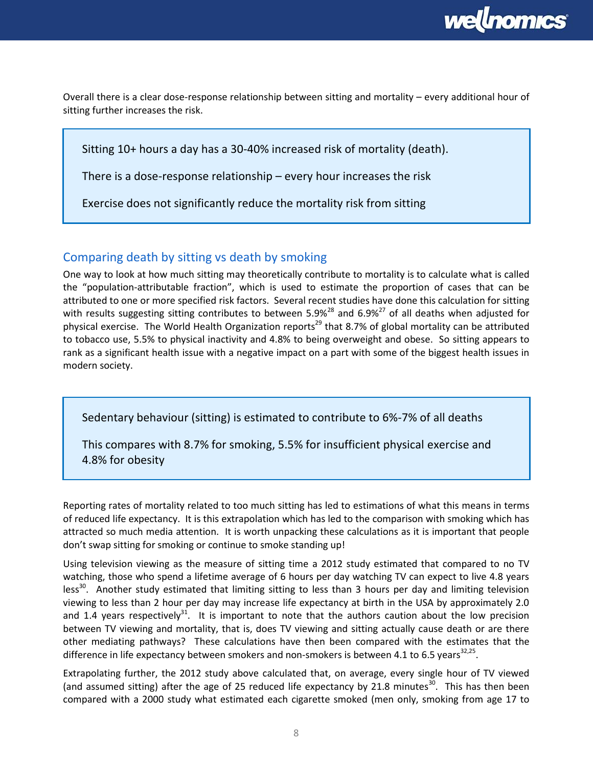Overall there is a clear dose-response relationship between sitting and mortality – every additional hour of sitting further increases the risk.

> Sitting 10+ hours a day has a 30-40% increased risk of mortality (death).
>
> There is a dose-response relationship – every hour increases the risk
>
> Exercise does not significantly reduce the mortality risk from sitting

## Comparing death by sitting vs death by smoking

One way to look at how much sitting may theoretically contribute to mortality is to calculate what is called the "population-attributable fraction", which is used to estimate the proportion of cases that can be attributed to one or more specified risk factors. Several recent studies have done this calculation for sitting with results suggesting sitting contributes to between 5.9%[28] and 6.9%[27] of all deaths when adjusted for physical exercise. The World Health Organization reports[29] that 8.7% of global mortality can be attributed to tobacco use, 5.5% to physical inactivity and 4.8% to being overweight and obese. So sitting appears to rank as a significant health issue with a negative impact on a part with some of the biggest health issues in modern society.

> Sedentary behaviour (sitting) is estimated to contribute to 6%-7% of all deaths
>
> This compares with 8.7% for smoking, 5.5% for insufficient physical exercise and 4.8% for obesity

Reporting rates of mortality related to too much sitting has led to estimations of what this means in terms of reduced life expectancy. It is this extrapolation which has led to the comparison with smoking which has attracted so much media attention. It is worth unpacking these calculations as it is important that people don't swap sitting for smoking or continue to smoke standing up!

Using television viewing as the measure of sitting time a 2012 study estimated that compared to no TV watching, those who spend a lifetime average of 6 hours per day watching TV can expect to live 4.8 years less[30]. Another study estimated that limiting sitting to less than 3 hours per day and limiting television viewing to less than 2 hour per day may increase life expectancy at birth in the USA by approximately 2.0 and 1.4 years respectively[31]. It is important to note that the authors caution about the low precision between TV viewing and mortality, that is, does TV viewing and sitting actually cause death or are there other mediating pathways? These calculations have then been compared with the estimates that the difference in life expectancy between smokers and non-smokers is between 4.1 to 6.5 years[32,25].

Extrapolating further, the 2012 study above calculated that, on average, every single hour of TV viewed (and assumed sitting) after the age of 25 reduced life expectancy by 21.8 minutes[30]. This has then been compared with a 2000 study what estimated each cigarette smoked (men only, smoking from age 17 to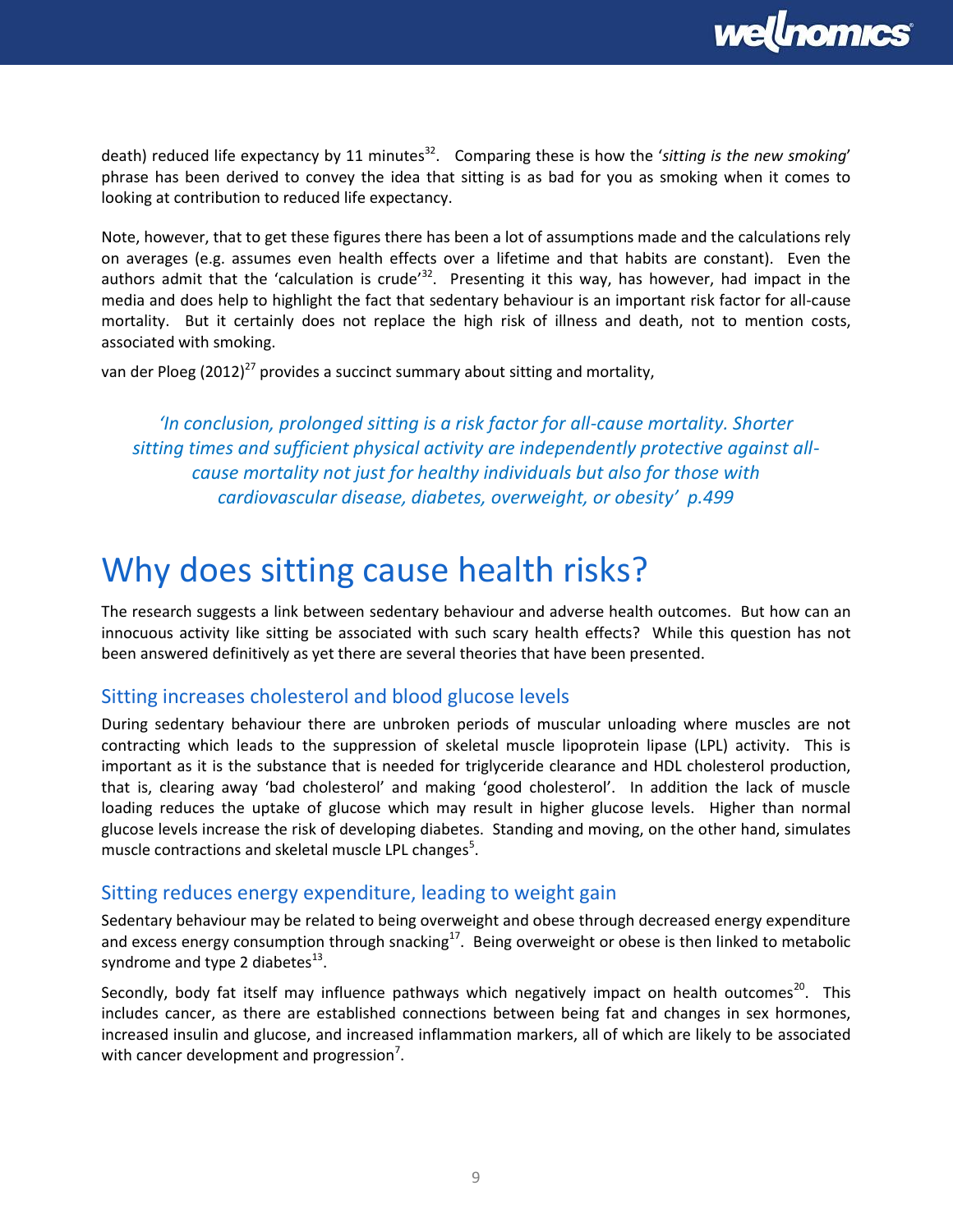death) reduced life expectancy by 11 minutes[32]. Comparing these is how the '*sitting is the new smoking*' phrase has been derived to convey the idea that sitting is as bad for you as smoking when it comes to looking at contribution to reduced life expectancy.

Note, however, that to get these figures there has been a lot of assumptions made and the calculations rely on averages (e.g. assumes even health effects over a lifetime and that habits are constant). Even the authors admit that the 'calculation is crude'[32]. Presenting it this way, has however, had impact in the media and does help to highlight the fact that sedentary behaviour is an important risk factor for all-cause mortality. But it certainly does not replace the high risk of illness and death, not to mention costs, associated with smoking.

van der Ploeg (2012)[27] provides a succinct summary about sitting and mortality,

> *'In conclusion, prolonged sitting is a risk factor for all-cause mortality. Shorter sitting times and sufficient physical activity are independently protective against all-cause mortality not just for healthy individuals but also for those with cardiovascular disease, diabetes, overweight, or obesity' p.499*

# Why does sitting cause health risks?

The research suggests a link between sedentary behaviour and adverse health outcomes. But how can an innocuous activity like sitting be associated with such scary health effects? While this question has not been answered definitively as yet there are several theories that have been presented.

## Sitting increases cholesterol and blood glucose levels

During sedentary behaviour there are unbroken periods of muscular unloading where muscles are not contracting which leads to the suppression of skeletal muscle lipoprotein lipase (LPL) activity. This is important as it is the substance that is needed for triglyceride clearance and HDL cholesterol production, that is, clearing away 'bad cholesterol' and making 'good cholesterol'. In addition the lack of muscle loading reduces the uptake of glucose which may result in higher glucose levels. Higher than normal glucose levels increase the risk of developing diabetes. Standing and moving, on the other hand, simulates muscle contractions and skeletal muscle LPL changes[5].

## Sitting reduces energy expenditure, leading to weight gain

Sedentary behaviour may be related to being overweight and obese through decreased energy expenditure and excess energy consumption through snacking[17]. Being overweight or obese is then linked to metabolic syndrome and type 2 diabetes[13].

Secondly, body fat itself may influence pathways which negatively impact on health outcomes[20]. This includes cancer, as there are established connections between being fat and changes in sex hormones, increased insulin and glucose, and increased inflammation markers, all of which are likely to be associated with cancer development and progression[7].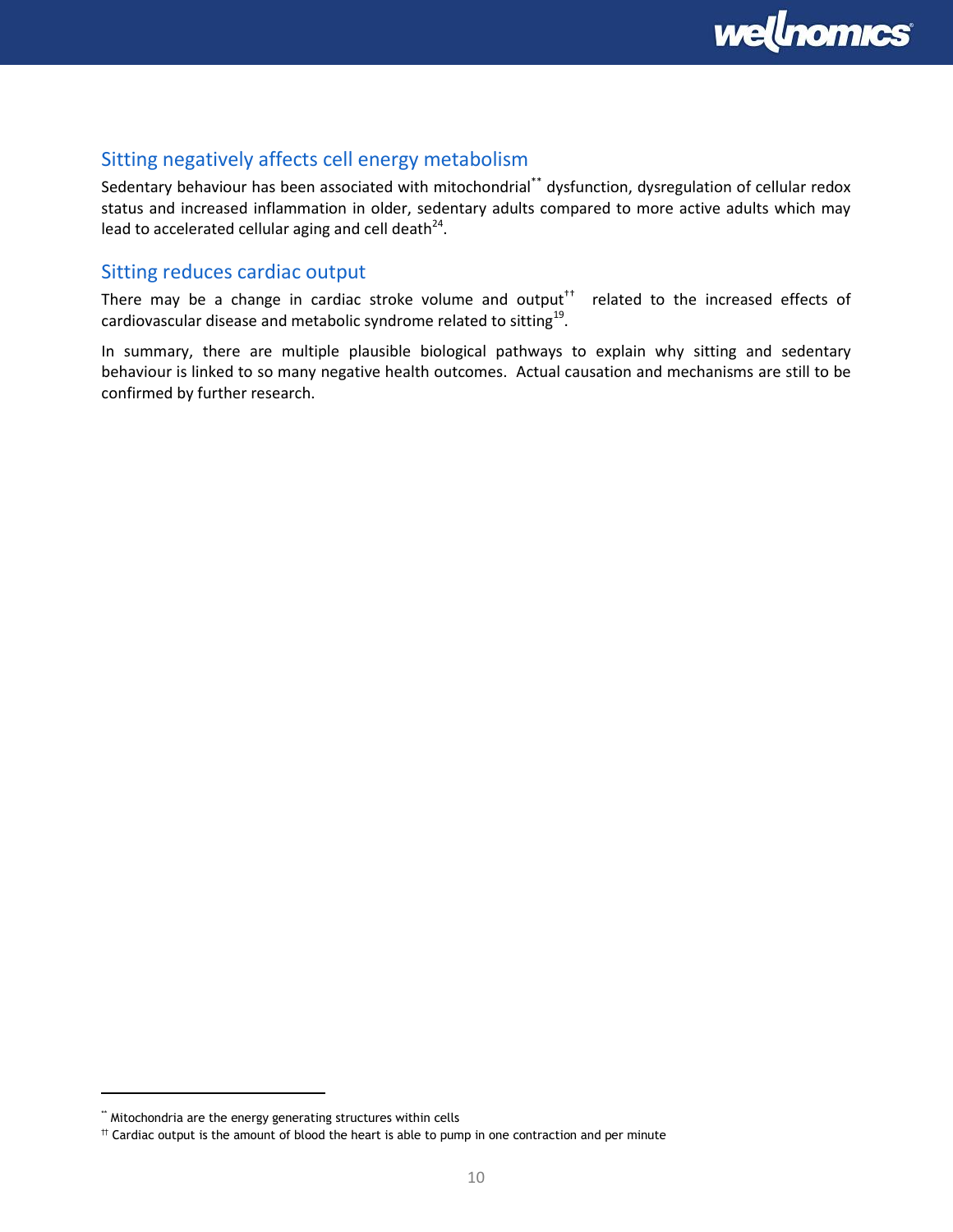## Sitting negatively affects cell energy metabolism

Sedentary behaviour has been associated with mitochondrial[**] dysfunction, dysregulation of cellular redox status and increased inflammation in older, sedentary adults compared to more active adults which may lead to accelerated cellular aging and cell death[24].

## Sitting reduces cardiac output

There may be a change in cardiac stroke volume and output[††] related to the increased effects of cardiovascular disease and metabolic syndrome related to sitting[19].

In summary, there are multiple plausible biological pathways to explain why sitting and sedentary behaviour is linked to so many negative health outcomes. Actual causation and mechanisms are still to be confirmed by further research.

---

[**] Mitochondria are the energy generating structures within cells

[††] Cardiac output is the amount of blood the heart is able to pump in one contraction and per minute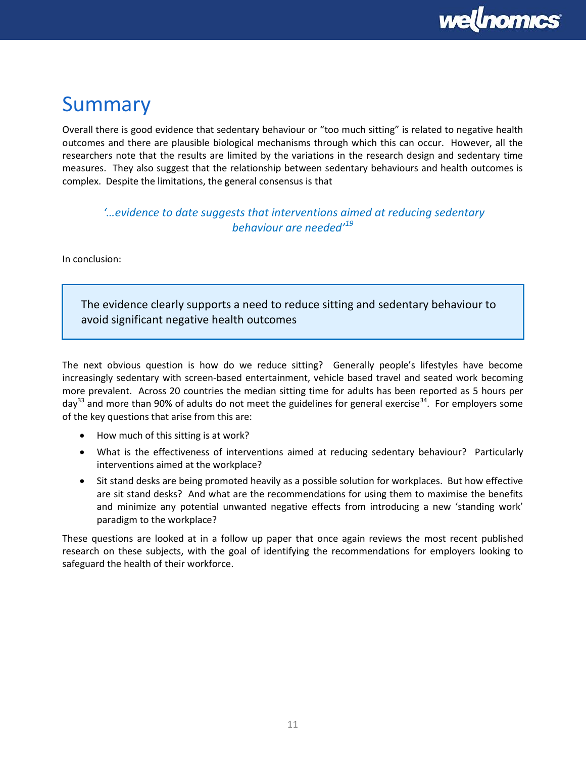# Summary

Overall there is good evidence that sedentary behaviour or "too much sitting" is related to negative health outcomes and there are plausible biological mechanisms through which this can occur. However, all the researchers note that the results are limited by the variations in the research design and sedentary time measures. They also suggest that the relationship between sedentary behaviours and health outcomes is complex. Despite the limitations, the general consensus is that

> *'…evidence to date suggests that interventions aimed at reducing sedentary behaviour are needed'*[19]

In conclusion:

> The evidence clearly supports a need to reduce sitting and sedentary behaviour to avoid significant negative health outcomes

The next obvious question is how do we reduce sitting? Generally people's lifestyles have become increasingly sedentary with screen-based entertainment, vehicle based travel and seated work becoming more prevalent. Across 20 countries the median sitting time for adults has been reported as 5 hours per day[33] and more than 90% of adults do not meet the guidelines for general exercise[34]. For employers some of the key questions that arise from this are:

- How much of this sitting is at work?
- What is the effectiveness of interventions aimed at reducing sedentary behaviour? Particularly interventions aimed at the workplace?
- Sit stand desks are being promoted heavily as a possible solution for workplaces. But how effective are sit stand desks? And what are the recommendations for using them to maximise the benefits and minimize any potential unwanted negative effects from introducing a new 'standing work' paradigm to the workplace?

These questions are looked at in a follow up paper that once again reviews the most recent published research on these subjects, with the goal of identifying the recommendations for employers looking to safeguard the health of their workforce.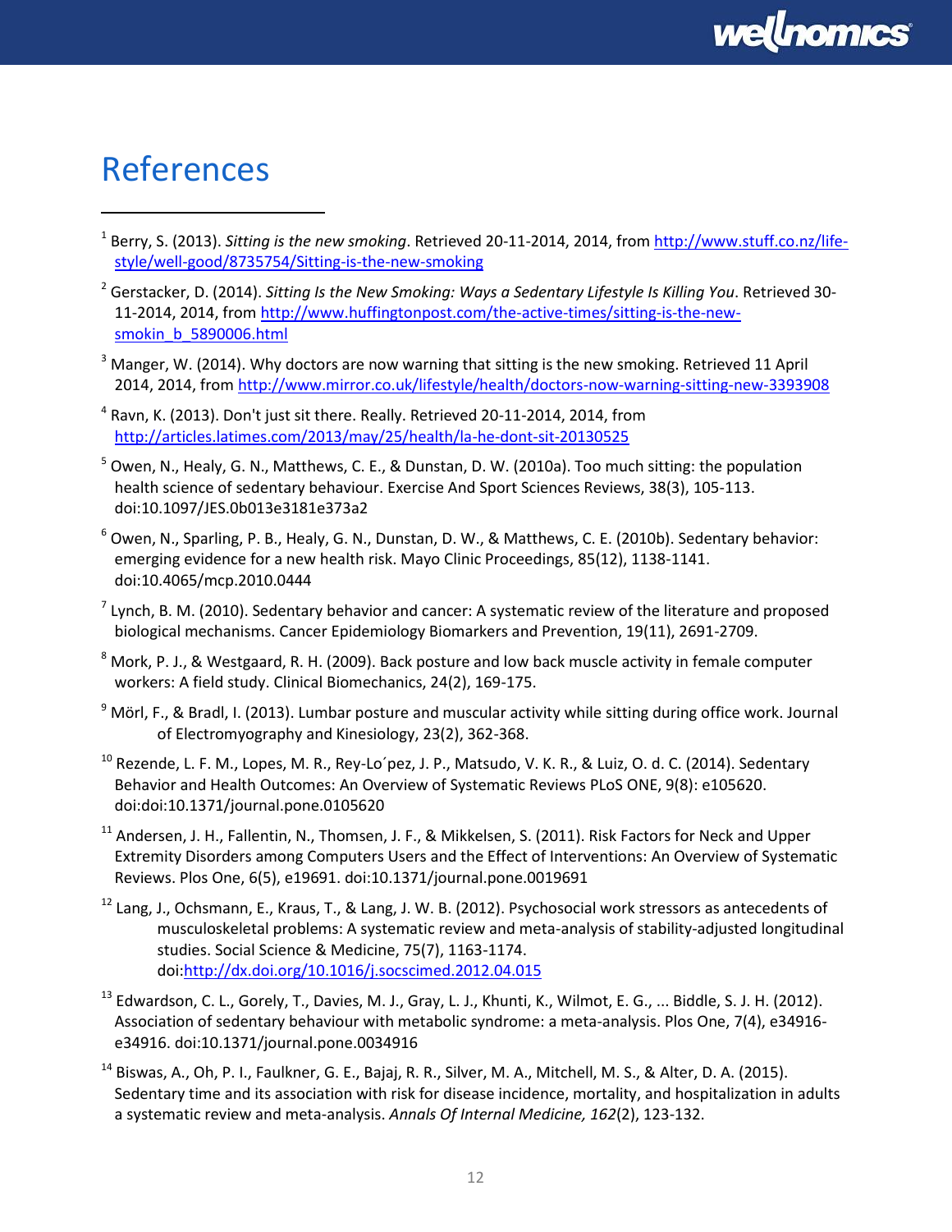# References

[1] Berry, S. (2013). *Sitting is the new smoking*. Retrieved 20-11-2014, 2014, from http://www.stuff.co.nz/life-style/well-good/8735754/Sitting-is-the-new-smoking

[2] Gerstacker, D. (2014). *Sitting Is the New Smoking: Ways a Sedentary Lifestyle Is Killing You*. Retrieved 30-11-2014, 2014, from http://www.huffingtonpost.com/the-active-times/sitting-is-the-new-smokin_b_5890006.html

[3] Manger, W. (2014). Why doctors are now warning that sitting is the new smoking. Retrieved 11 April 2014, 2014, from http://www.mirror.co.uk/lifestyle/health/doctors-now-warning-sitting-new-3393908

[4] Ravn, K. (2013). Don't just sit there. Really. Retrieved 20-11-2014, 2014, from http://articles.latimes.com/2013/may/25/health/la-he-dont-sit-20130525

[5] Owen, N., Healy, G. N., Matthews, C. E., & Dunstan, D. W. (2010a). Too much sitting: the population health science of sedentary behaviour. Exercise And Sport Sciences Reviews, 38(3), 105-113. doi:10.1097/JES.0b013e3181e373a2

[6] Owen, N., Sparling, P. B., Healy, G. N., Dunstan, D. W., & Matthews, C. E. (2010b). Sedentary behavior: emerging evidence for a new health risk. Mayo Clinic Proceedings, 85(12), 1138-1141. doi:10.4065/mcp.2010.0444

[7] Lynch, B. M. (2010). Sedentary behavior and cancer: A systematic review of the literature and proposed biological mechanisms. Cancer Epidemiology Biomarkers and Prevention, 19(11), 2691-2709.

[8] Mork, P. J., & Westgaard, R. H. (2009). Back posture and low back muscle activity in female computer workers: A field study. Clinical Biomechanics, 24(2), 169-175.

[9] Mörl, F., & Bradl, I. (2013). Lumbar posture and muscular activity while sitting during office work. Journal of Electromyography and Kinesiology, 23(2), 362-368.

[10] Rezende, L. F. M., Lopes, M. R., Rey-Lo´pez, J. P., Matsudo, V. K. R., & Luiz, O. d. C. (2014). Sedentary Behavior and Health Outcomes: An Overview of Systematic Reviews PLoS ONE, 9(8): e105620. doi:doi:10.1371/journal.pone.0105620

[11] Andersen, J. H., Fallentin, N., Thomsen, J. F., & Mikkelsen, S. (2011). Risk Factors for Neck and Upper Extremity Disorders among Computers Users and the Effect of Interventions: An Overview of Systematic Reviews. Plos One, 6(5), e19691. doi:10.1371/journal.pone.0019691

[12] Lang, J., Ochsmann, E., Kraus, T., & Lang, J. W. B. (2012). Psychosocial work stressors as antecedents of musculoskeletal problems: A systematic review and meta-analysis of stability-adjusted longitudinal studies. Social Science & Medicine, 75(7), 1163-1174. doi:http://dx.doi.org/10.1016/j.socscimed.2012.04.015

[13] Edwardson, C. L., Gorely, T., Davies, M. J., Gray, L. J., Khunti, K., Wilmot, E. G., ... Biddle, S. J. H. (2012). Association of sedentary behaviour with metabolic syndrome: a meta-analysis. Plos One, 7(4), e34916-e34916. doi:10.1371/journal.pone.0034916

[14] Biswas, A., Oh, P. I., Faulkner, G. E., Bajaj, R. R., Silver, M. A., Mitchell, M. S., & Alter, D. A. (2015). Sedentary time and its association with risk for disease incidence, mortality, and hospitalization in adults a systematic review and meta-analysis. *Annals Of Internal Medicine, 162*(2), 123-132.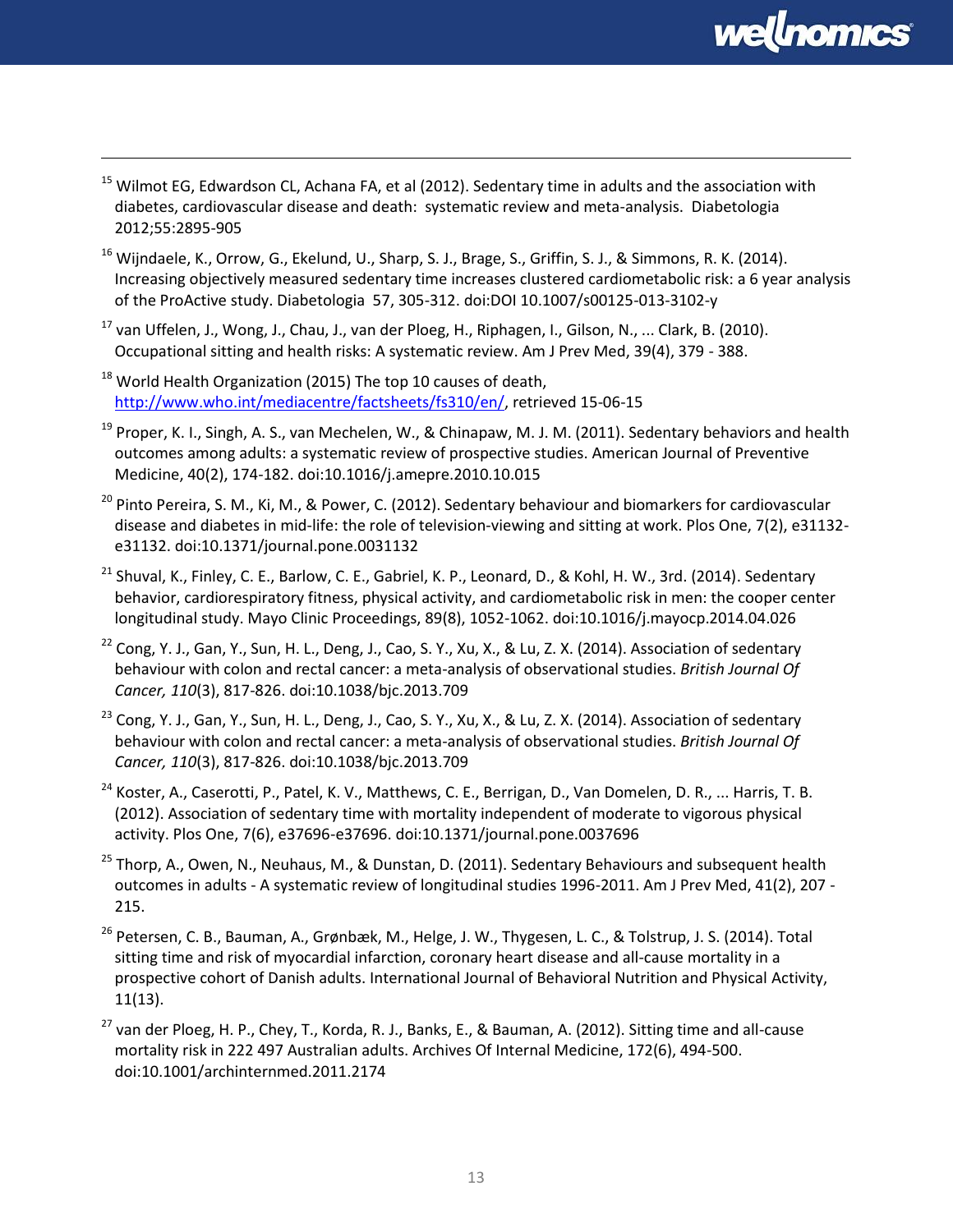[15] Wilmot EG, Edwardson CL, Achana FA, et al (2012). Sedentary time in adults and the association with diabetes, cardiovascular disease and death: systematic review and meta-analysis. Diabetologia 2012;55:2895-905

[16] Wijndaele, K., Orrow, G., Ekelund, U., Sharp, S. J., Brage, S., Griffin, S. J., & Simmons, R. K. (2014). Increasing objectively measured sedentary time increases clustered cardiometabolic risk: a 6 year analysis of the ProActive study. Diabetologia 57, 305-312. doi:DOI 10.1007/s00125-013-3102-y

[17] van Uffelen, J., Wong, J., Chau, J., van der Ploeg, H., Riphagen, I., Gilson, N., ... Clark, B. (2010). Occupational sitting and health risks: A systematic review. Am J Prev Med, 39(4), 379 - 388.

[18] World Health Organization (2015) The top 10 causes of death, http://www.who.int/mediacentre/factsheets/fs310/en/, retrieved 15-06-15

[19] Proper, K. I., Singh, A. S., van Mechelen, W., & Chinapaw, M. J. M. (2011). Sedentary behaviors and health outcomes among adults: a systematic review of prospective studies. American Journal of Preventive Medicine, 40(2), 174-182. doi:10.1016/j.amepre.2010.10.015

[20] Pinto Pereira, S. M., Ki, M., & Power, C. (2012). Sedentary behaviour and biomarkers for cardiovascular disease and diabetes in mid-life: the role of television-viewing and sitting at work. Plos One, 7(2), e31132-e31132. doi:10.1371/journal.pone.0031132

[21] Shuval, K., Finley, C. E., Barlow, C. E., Gabriel, K. P., Leonard, D., & Kohl, H. W., 3rd. (2014). Sedentary behavior, cardiorespiratory fitness, physical activity, and cardiometabolic risk in men: the cooper center longitudinal study. Mayo Clinic Proceedings, 89(8), 1052-1062. doi:10.1016/j.mayocp.2014.04.026

[22] Cong, Y. J., Gan, Y., Sun, H. L., Deng, J., Cao, S. Y., Xu, X., & Lu, Z. X. (2014). Association of sedentary behaviour with colon and rectal cancer: a meta-analysis of observational studies. *British Journal Of Cancer, 110*(3), 817-826. doi:10.1038/bjc.2013.709

[23] Cong, Y. J., Gan, Y., Sun, H. L., Deng, J., Cao, S. Y., Xu, X., & Lu, Z. X. (2014). Association of sedentary behaviour with colon and rectal cancer: a meta-analysis of observational studies. *British Journal Of Cancer, 110*(3), 817-826. doi:10.1038/bjc.2013.709

[24] Koster, A., Caserotti, P., Patel, K. V., Matthews, C. E., Berrigan, D., Van Domelen, D. R., ... Harris, T. B. (2012). Association of sedentary time with mortality independent of moderate to vigorous physical activity. Plos One, 7(6), e37696-e37696. doi:10.1371/journal.pone.0037696

[25] Thorp, A., Owen, N., Neuhaus, M., & Dunstan, D. (2011). Sedentary Behaviours and subsequent health outcomes in adults - A systematic review of longitudinal studies 1996-2011. Am J Prev Med, 41(2), 207 - 215.

[26] Petersen, C. B., Bauman, A., Grønbæk, M., Helge, J. W., Thygesen, L. C., & Tolstrup, J. S. (2014). Total sitting time and risk of myocardial infarction, coronary heart disease and all-cause mortality in a prospective cohort of Danish adults. International Journal of Behavioral Nutrition and Physical Activity, 11(13).

[27] van der Ploeg, H. P., Chey, T., Korda, R. J., Banks, E., & Bauman, A. (2012). Sitting time and all-cause mortality risk in 222 497 Australian adults. Archives Of Internal Medicine, 172(6), 494-500. doi:10.1001/archinternmed.2011.2174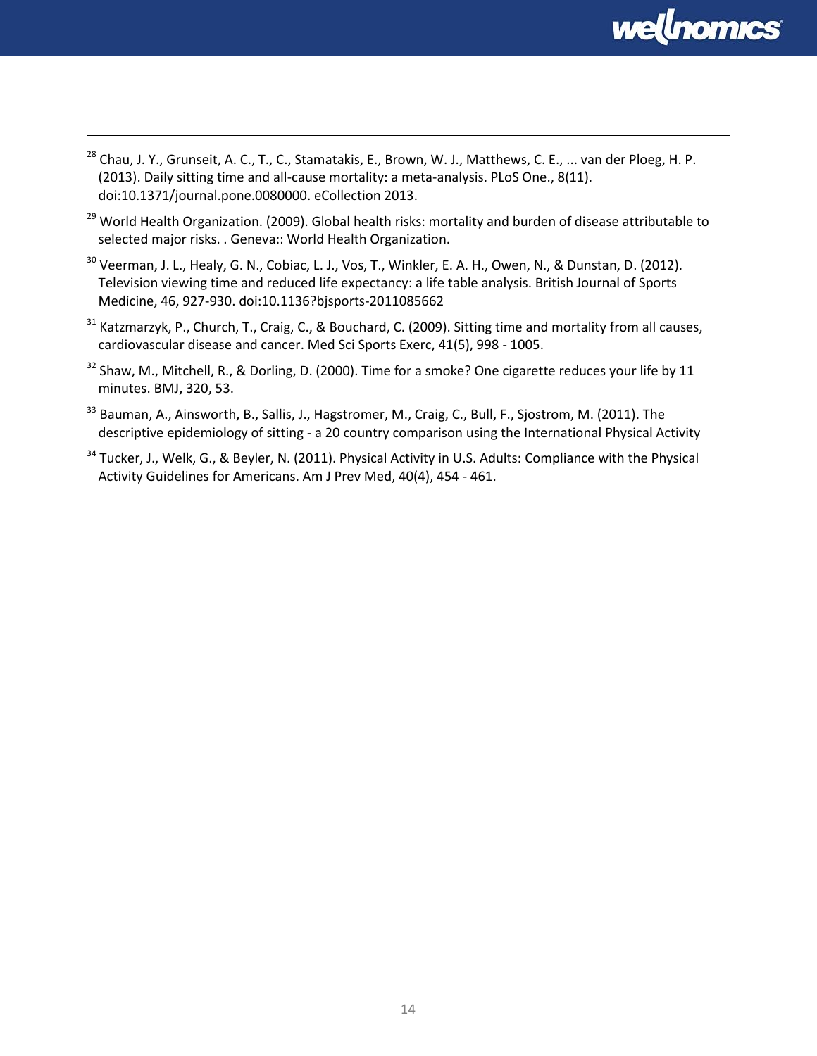[28] Chau, J. Y., Grunseit, A. C., T., C., Stamatakis, E., Brown, W. J., Matthews, C. E., ... van der Ploeg, H. P. (2013). Daily sitting time and all-cause mortality: a meta-analysis. PLoS One., 8(11). doi:10.1371/journal.pone.0080000. eCollection 2013.

[29] World Health Organization. (2009). Global health risks: mortality and burden of disease attributable to selected major risks. . Geneva:: World Health Organization.

[30] Veerman, J. L., Healy, G. N., Cobiac, L. J., Vos, T., Winkler, E. A. H., Owen, N., & Dunstan, D. (2012). Television viewing time and reduced life expectancy: a life table analysis. British Journal of Sports Medicine, 46, 927-930. doi:10.1136?bjsports-2011085662

[31] Katzmarzyk, P., Church, T., Craig, C., & Bouchard, C. (2009). Sitting time and mortality from all causes, cardiovascular disease and cancer. Med Sci Sports Exerc, 41(5), 998 - 1005.

[32] Shaw, M., Mitchell, R., & Dorling, D. (2000). Time for a smoke? One cigarette reduces your life by 11 minutes. BMJ, 320, 53.

[33] Bauman, A., Ainsworth, B., Sallis, J., Hagstromer, M., Craig, C., Bull, F., Sjostrom, M. (2011). The descriptive epidemiology of sitting - a 20 country comparison using the International Physical Activity

[34] Tucker, J., Welk, G., & Beyler, N. (2011). Physical Activity in U.S. Adults: Compliance with the Physical Activity Guidelines for Americans. Am J Prev Med, 40(4), 454 - 461.